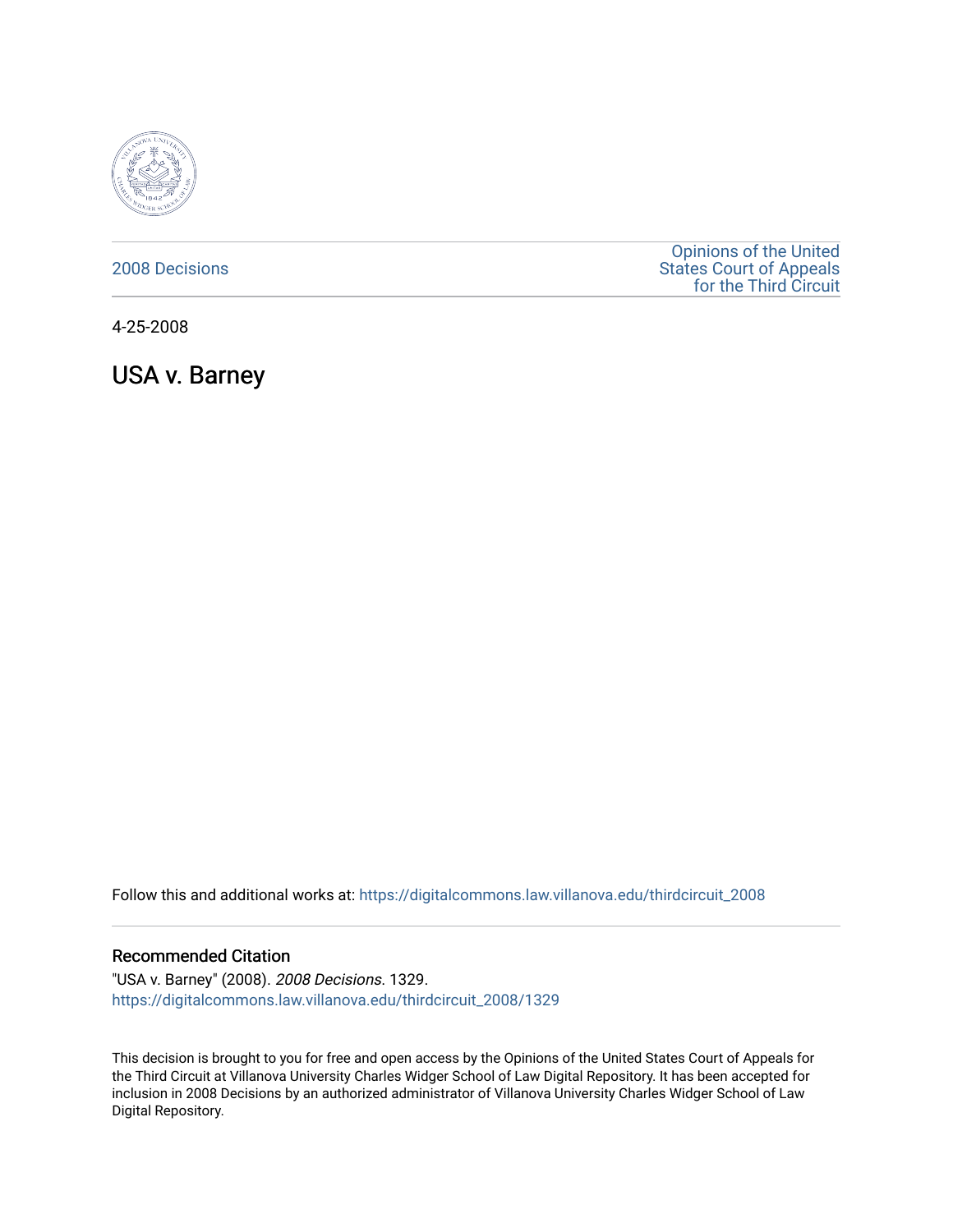2008 Decisions

Opinions of the United States Court of Appeals for the Third Circuit

4-25-2008

# USA v. Barney

Follow this and additional works at: https://digitalcommons.law.villanova.edu/thirdcircuit_2008

## Recommended Citation

"USA v. Barney" (2008). *2008 Decisions*. 1329.
https://digitalcommons.law.villanova.edu/thirdcircuit_2008/1329

This decision is brought to you for free and open access by the Opinions of the United States Court of Appeals for the Third Circuit at Villanova University Charles Widger School of Law Digital Repository. It has been accepted for inclusion in 2008 Decisions by an authorized administrator of Villanova University Charles Widger School of Law Digital Repository.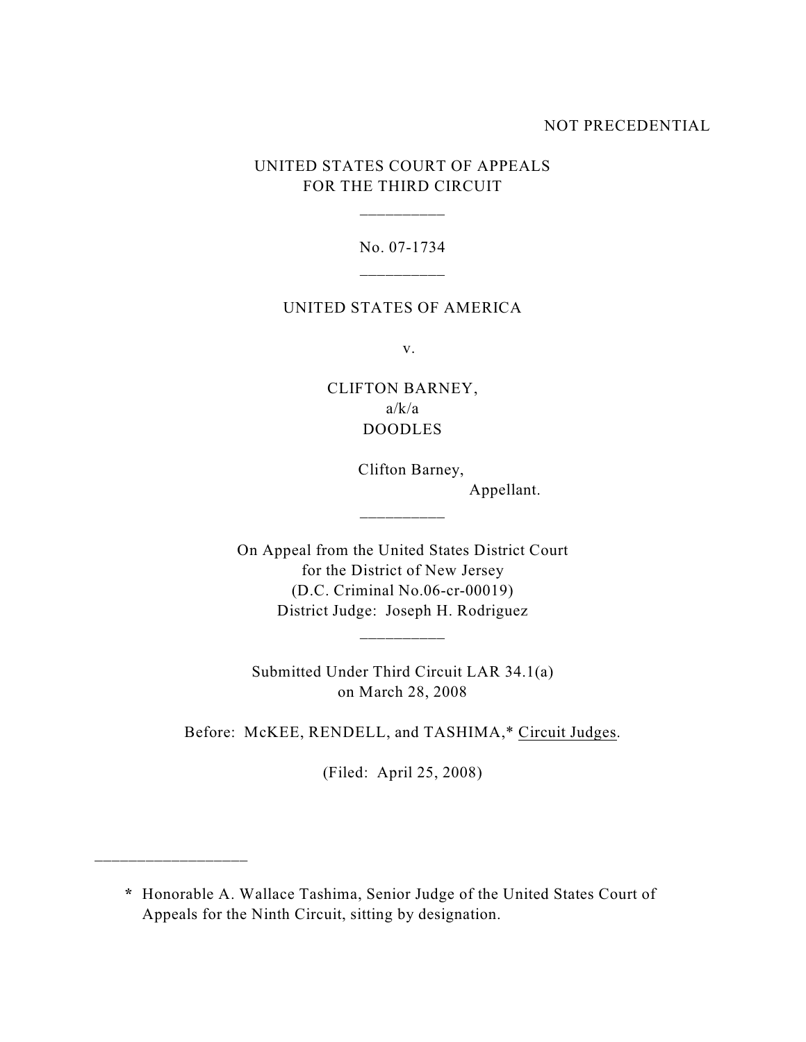NOT PRECEDENTIAL

UNITED STATES COURT OF APPEALS
FOR THE THIRD CIRCUIT

__________

No. 07-1734

__________

UNITED STATES OF AMERICA

v.

CLIFTON BARNEY,
a/k/a
DOODLES

Clifton Barney,
Appellant.

__________

On Appeal from the United States District Court
for the District of New Jersey
(D.C. Criminal No.06-cr-00019)
District Judge: Joseph H. Rodriguez

__________

Submitted Under Third Circuit LAR 34.1(a)
on March 28, 2008

Before: McKEE, RENDELL, and TASHIMA,* Circuit Judges.

(Filed: April 25, 2008)

---

\* Honorable A. Wallace Tashima, Senior Judge of the United States Court of Appeals for the Ninth Circuit, sitting by designation.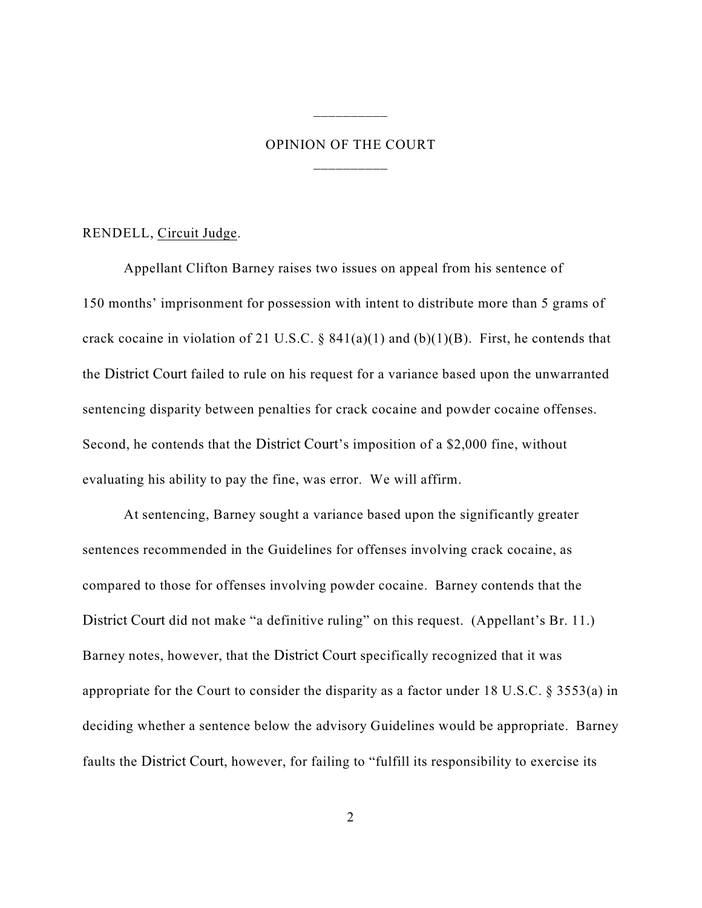---

OPINION OF THE COURT

---

RENDELL, Circuit Judge.

Appellant Clifton Barney raises two issues on appeal from his sentence of 150 months' imprisonment for possession with intent to distribute more than 5 grams of crack cocaine in violation of 21 U.S.C. § 841(a)(1) and (b)(1)(B). First, he contends that the District Court failed to rule on his request for a variance based upon the unwarranted sentencing disparity between penalties for crack cocaine and powder cocaine offenses. Second, he contends that the District Court's imposition of a $2,000 fine, without evaluating his ability to pay the fine, was error. We will affirm.

At sentencing, Barney sought a variance based upon the significantly greater sentences recommended in the Guidelines for offenses involving crack cocaine, as compared to those for offenses involving powder cocaine. Barney contends that the District Court did not make "a definitive ruling" on this request. (Appellant's Br. 11.) Barney notes, however, that the District Court specifically recognized that it was appropriate for the Court to consider the disparity as a factor under 18 U.S.C. § 3553(a) in deciding whether a sentence below the advisory Guidelines would be appropriate. Barney faults the District Court, however, for failing to "fulfill its responsibility to exercise its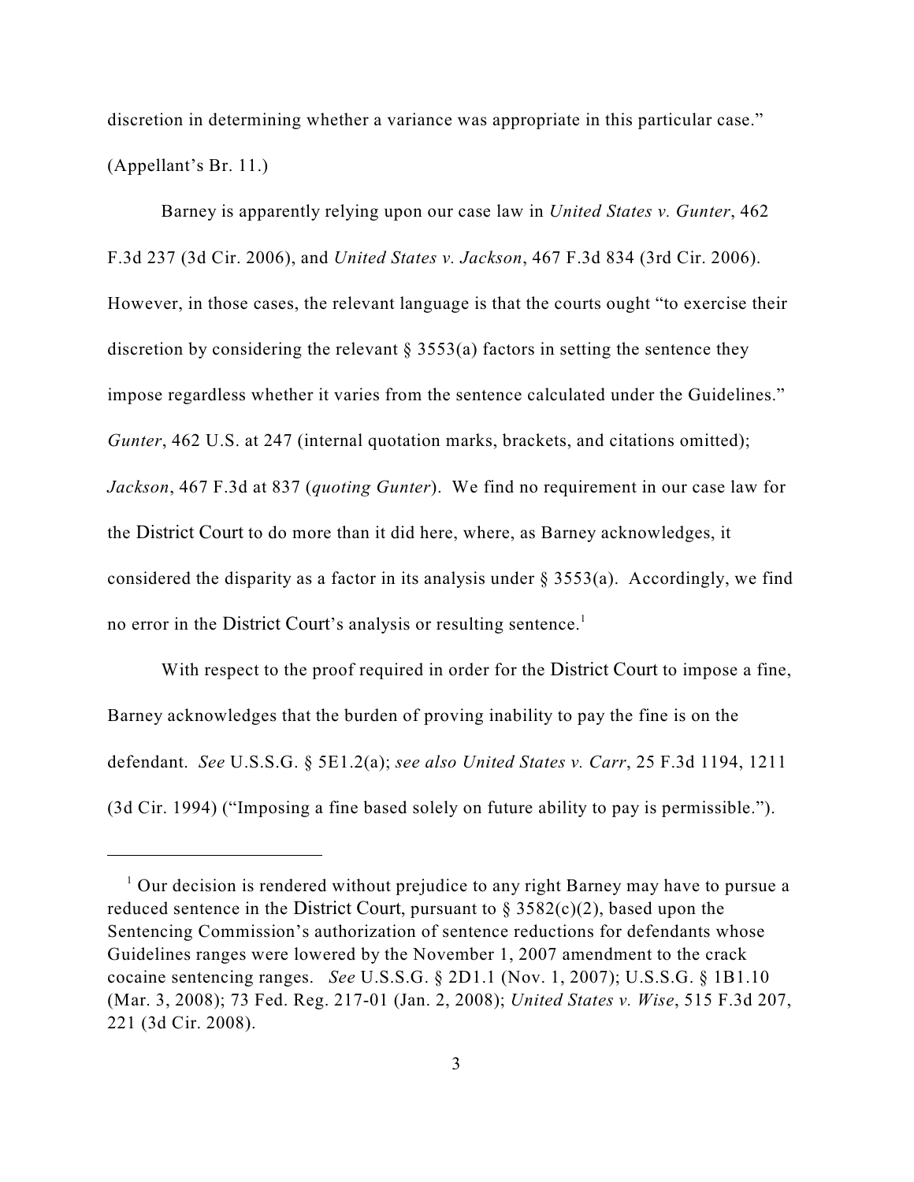discretion in determining whether a variance was appropriate in this particular case." (Appellant's Br. 11.)

Barney is apparently relying upon our case law in *United States v. Gunter*, 462 F.3d 237 (3d Cir. 2006), and *United States v. Jackson*, 467 F.3d 834 (3rd Cir. 2006). However, in those cases, the relevant language is that the courts ought "to exercise their discretion by considering the relevant § 3553(a) factors in setting the sentence they impose regardless whether it varies from the sentence calculated under the Guidelines." *Gunter*, 462 U.S. at 247 (internal quotation marks, brackets, and citations omitted); *Jackson*, 467 F.3d at 837 (*quoting Gunter*). We find no requirement in our case law for the District Court to do more than it did here, where, as Barney acknowledges, it considered the disparity as a factor in its analysis under § 3553(a). Accordingly, we find no error in the District Court's analysis or resulting sentence.[1]

With respect to the proof required in order for the District Court to impose a fine, Barney acknowledges that the burden of proving inability to pay the fine is on the defendant. *See* U.S.S.G. § 5E1.2(a); *see also United States v. Carr*, 25 F.3d 1194, 1211 (3d Cir. 1994) ("Imposing a fine based solely on future ability to pay is permissible.").

---

[1] Our decision is rendered without prejudice to any right Barney may have to pursue a reduced sentence in the District Court, pursuant to § 3582(c)(2), based upon the Sentencing Commission's authorization of sentence reductions for defendants whose Guidelines ranges were lowered by the November 1, 2007 amendment to the crack cocaine sentencing ranges. *See* U.S.S.G. § 2D1.1 (Nov. 1, 2007); U.S.S.G. § 1B1.10 (Mar. 3, 2008); 73 Fed. Reg. 217-01 (Jan. 2, 2008); *United States v. Wise*, 515 F.3d 207, 221 (3d Cir. 2008).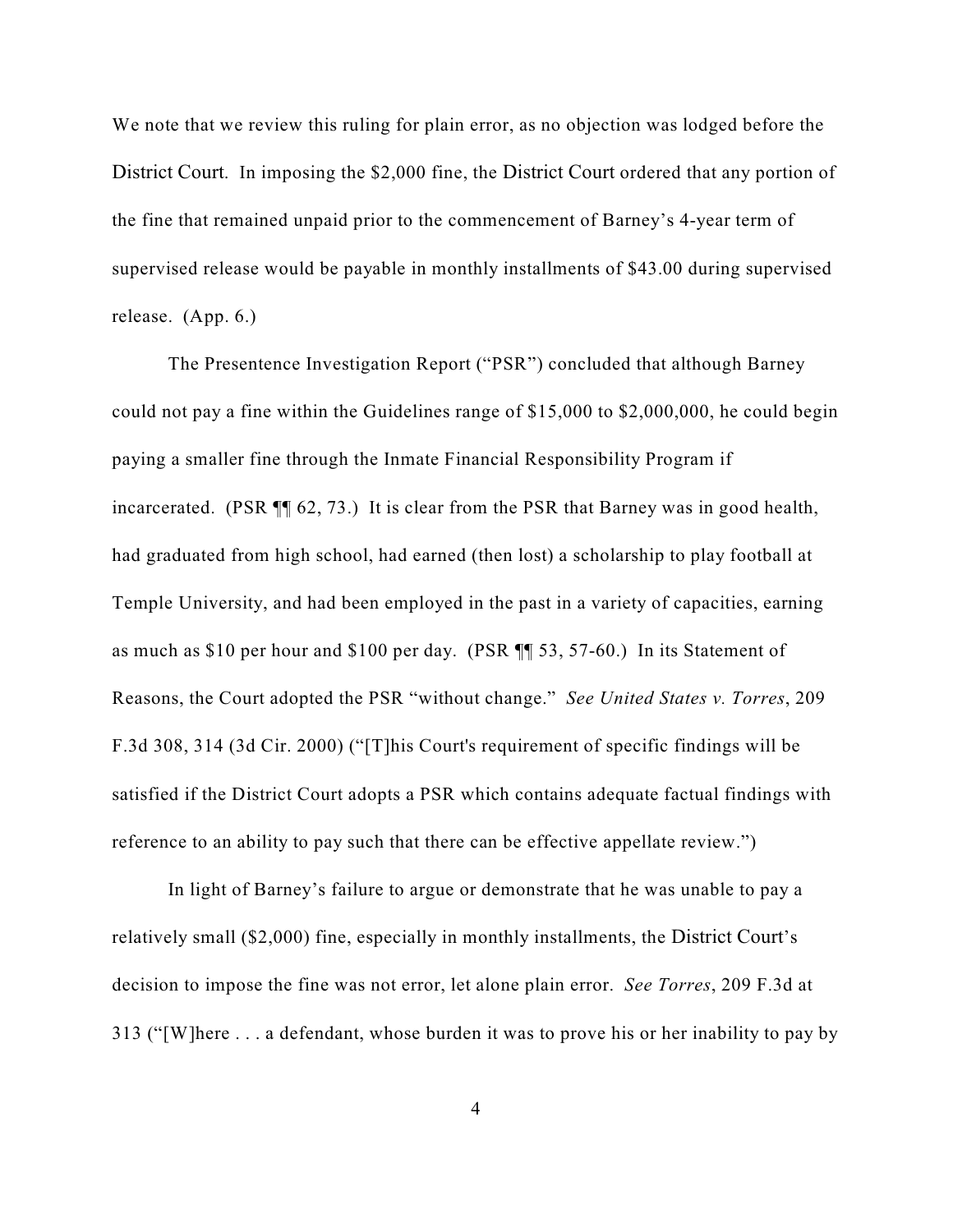We note that we review this ruling for plain error, as no objection was lodged before the District Court. In imposing the $2,000 fine, the District Court ordered that any portion of the fine that remained unpaid prior to the commencement of Barney's 4-year term of supervised release would be payable in monthly installments of $43.00 during supervised release. (App. 6.)

The Presentence Investigation Report ("PSR") concluded that although Barney could not pay a fine within the Guidelines range of $15,000 to $2,000,000, he could begin paying a smaller fine through the Inmate Financial Responsibility Program if incarcerated. (PSR ¶¶ 62, 73.) It is clear from the PSR that Barney was in good health, had graduated from high school, had earned (then lost) a scholarship to play football at Temple University, and had been employed in the past in a variety of capacities, earning as much as $10 per hour and $100 per day. (PSR ¶¶ 53, 57-60.) In its Statement of Reasons, the Court adopted the PSR "without change." *See United States v. Torres*, 209 F.3d 308, 314 (3d Cir. 2000) ("[T]his Court's requirement of specific findings will be satisfied if the District Court adopts a PSR which contains adequate factual findings with reference to an ability to pay such that there can be effective appellate review.")

In light of Barney's failure to argue or demonstrate that he was unable to pay a relatively small ($2,000) fine, especially in monthly installments, the District Court's decision to impose the fine was not error, let alone plain error. *See Torres*, 209 F.3d at 313 ("[W]here . . . a defendant, whose burden it was to prove his or her inability to pay by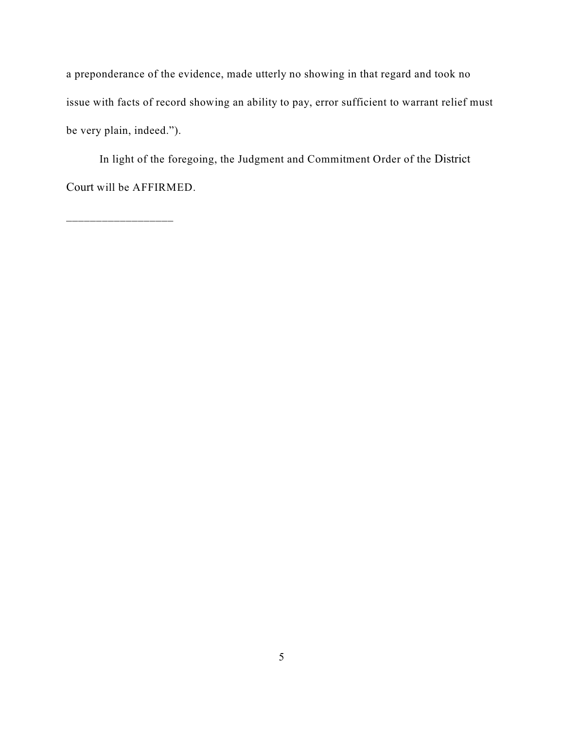a preponderance of the evidence, made utterly no showing in that regard and took no issue with facts of record showing an ability to pay, error sufficient to warrant relief must be very plain, indeed.").

In light of the foregoing, the Judgment and Commitment Order of the District Court will be AFFIRMED.

_________________